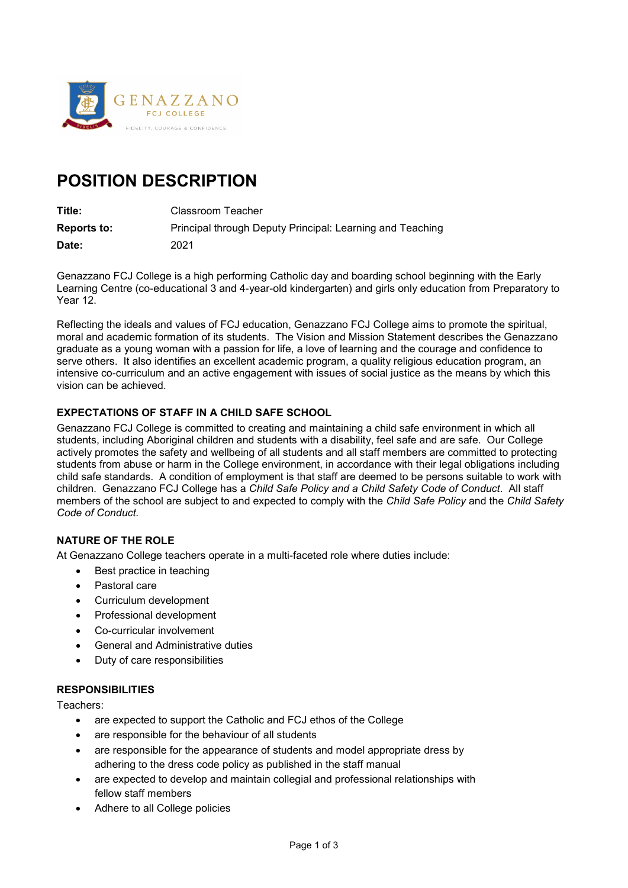# POSITION DESCRIPTION

| | |
|---|---|
| **Title:** | Classroom Teacher |
| **Reports to:** | Principal through Deputy Principal: Learning and Teaching |
| **Date:** | 2021 |

Genazzano FCJ College is a high performing Catholic day and boarding school beginning with the Early Learning Centre (co-educational 3 and 4-year-old kindergarten) and girls only education from Preparatory to Year 12.

Reflecting the ideals and values of FCJ education, Genazzano FCJ College aims to promote the spiritual, moral and academic formation of its students. The Vision and Mission Statement describes the Genazzano graduate as a young woman with a passion for life, a love of learning and the courage and confidence to serve others. It also identifies an excellent academic program, a quality religious education program, an intensive co-curriculum and an active engagement with issues of social justice as the means by which this vision can be achieved.

### EXPECTATIONS OF STAFF IN A CHILD SAFE SCHOOL

Genazzano FCJ College is committed to creating and maintaining a child safe environment in which all students, including Aboriginal children and students with a disability, feel safe and are safe. Our College actively promotes the safety and wellbeing of all students and all staff members are committed to protecting students from abuse or harm in the College environment, in accordance with their legal obligations including child safe standards. A condition of employment is that staff are deemed to be persons suitable to work with children. Genazzano FCJ College has a *Child Safe Policy and a Child Safety Code of Conduct*. All staff members of the school are subject to and expected to comply with the *Child Safe Policy* and the *Child Safety Code of Conduct.*

### NATURE OF THE ROLE

At Genazzano College teachers operate in a multi-faceted role where duties include:

- Best practice in teaching
- Pastoral care
- Curriculum development
- Professional development
- Co-curricular involvement
- General and Administrative duties
- Duty of care responsibilities

### RESPONSIBILITIES

Teachers:

- are expected to support the Catholic and FCJ ethos of the College
- are responsible for the behaviour of all students
- are responsible for the appearance of students and model appropriate dress by adhering to the dress code policy as published in the staff manual
- are expected to develop and maintain collegial and professional relationships with fellow staff members
- Adhere to all College policies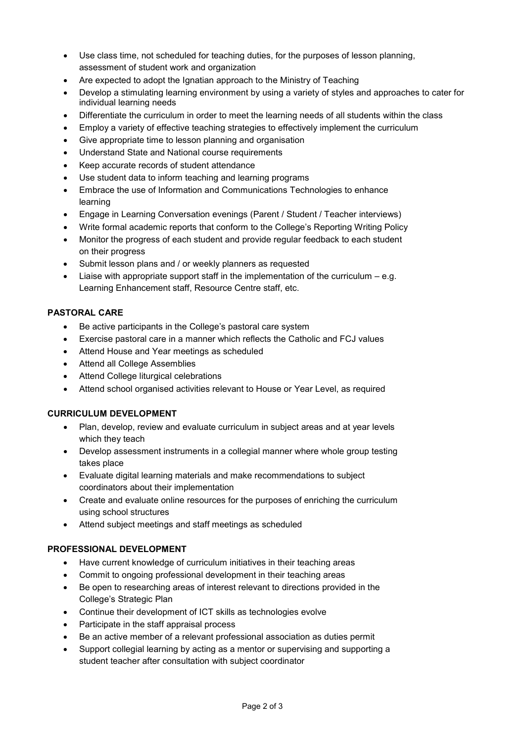- Use class time, not scheduled for teaching duties, for the purposes of lesson planning, assessment of student work and organization
- Are expected to adopt the Ignatian approach to the Ministry of Teaching
- Develop a stimulating learning environment by using a variety of styles and approaches to cater for individual learning needs
- Differentiate the curriculum in order to meet the learning needs of all students within the class
- Employ a variety of effective teaching strategies to effectively implement the curriculum
- Give appropriate time to lesson planning and organisation
- Understand State and National course requirements
- Keep accurate records of student attendance
- Use student data to inform teaching and learning programs
- Embrace the use of Information and Communications Technologies to enhance learning
- Engage in Learning Conversation evenings (Parent / Student / Teacher interviews)
- Write formal academic reports that conform to the College's Reporting Writing Policy
- Monitor the progress of each student and provide regular feedback to each student on their progress
- Submit lesson plans and / or weekly planners as requested
- Liaise with appropriate support staff in the implementation of the curriculum – e.g. Learning Enhancement staff, Resource Centre staff, etc.

**PASTORAL CARE**

- Be active participants in the College's pastoral care system
- Exercise pastoral care in a manner which reflects the Catholic and FCJ values
- Attend House and Year meetings as scheduled
- Attend all College Assemblies
- Attend College liturgical celebrations
- Attend school organised activities relevant to House or Year Level, as required

**CURRICULUM DEVELOPMENT**

- Plan, develop, review and evaluate curriculum in subject areas and at year levels which they teach
- Develop assessment instruments in a collegial manner where whole group testing takes place
- Evaluate digital learning materials and make recommendations to subject coordinators about their implementation
- Create and evaluate online resources for the purposes of enriching the curriculum using school structures
- Attend subject meetings and staff meetings as scheduled

**PROFESSIONAL DEVELOPMENT**

- Have current knowledge of curriculum initiatives in their teaching areas
- Commit to ongoing professional development in their teaching areas
- Be open to researching areas of interest relevant to directions provided in the College's Strategic Plan
- Continue their development of ICT skills as technologies evolve
- Participate in the staff appraisal process
- Be an active member of a relevant professional association as duties permit
- Support collegial learning by acting as a mentor or supervising and supporting a student teacher after consultation with subject coordinator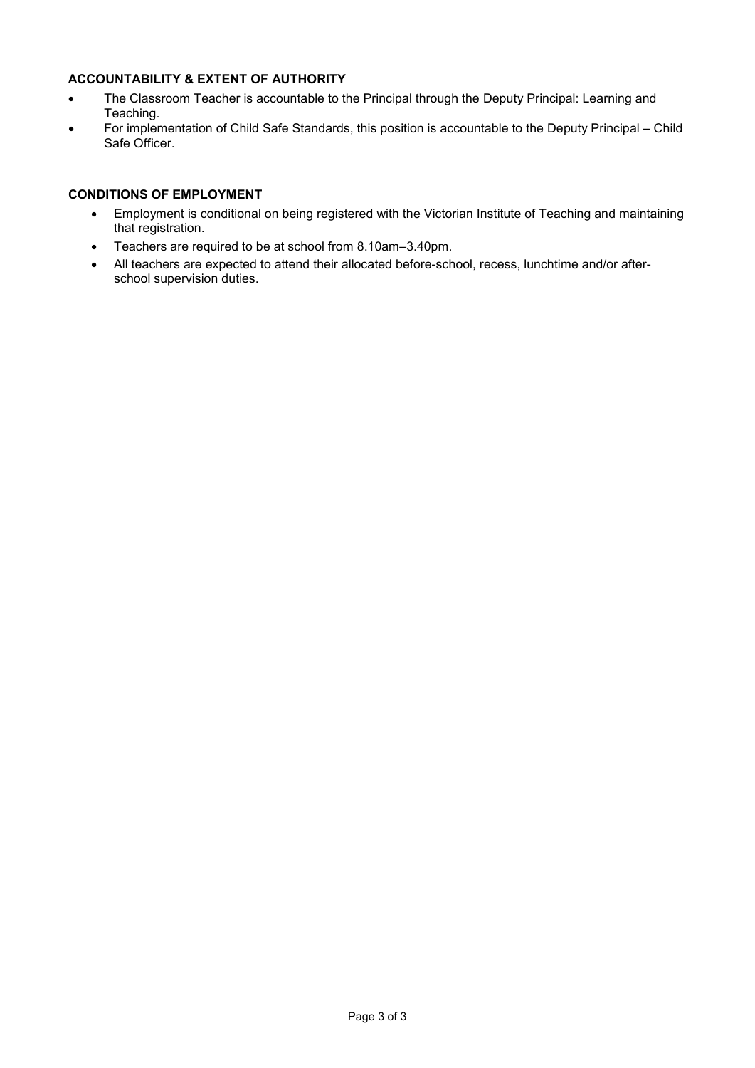**ACCOUNTABILITY & EXTENT OF AUTHORITY**

- The Classroom Teacher is accountable to the Principal through the Deputy Principal: Learning and Teaching.
- For implementation of Child Safe Standards, this position is accountable to the Deputy Principal – Child Safe Officer.

**CONDITIONS OF EMPLOYMENT**

- Employment is conditional on being registered with the Victorian Institute of Teaching and maintaining that registration.
- Teachers are required to be at school from 8.10am–3.40pm.
- All teachers are expected to attend their allocated before-school, recess, lunchtime and/or after-school supervision duties.